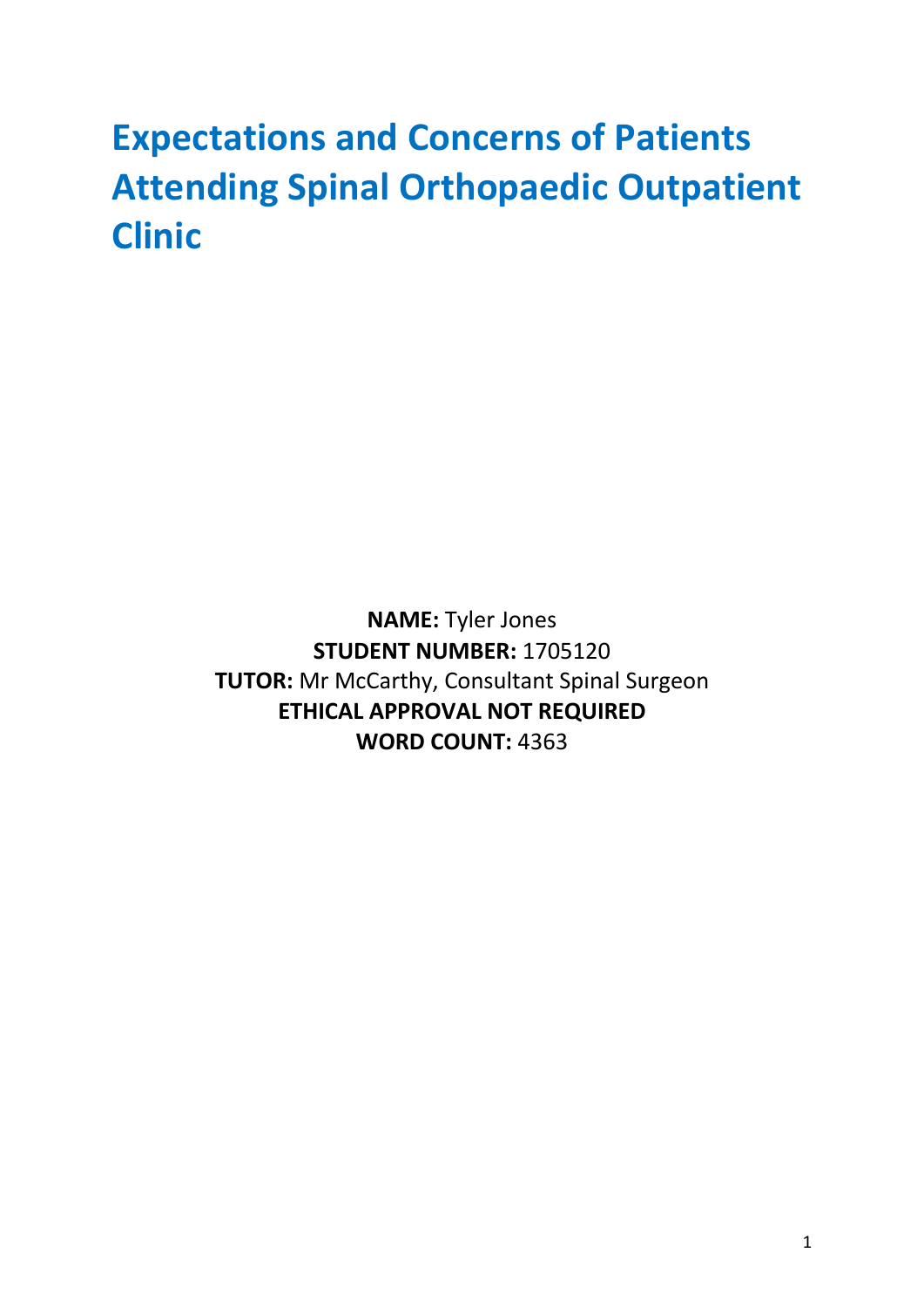# Expectations and Concerns of Patients Attending Spinal Orthopaedic Outpatient Clinic

**NAME:** Tyler Jones
**STUDENT NUMBER:** 1705120
**TUTOR:** Mr McCarthy, Consultant Spinal Surgeon
**ETHICAL APPROVAL NOT REQUIRED**
**WORD COUNT:** 4363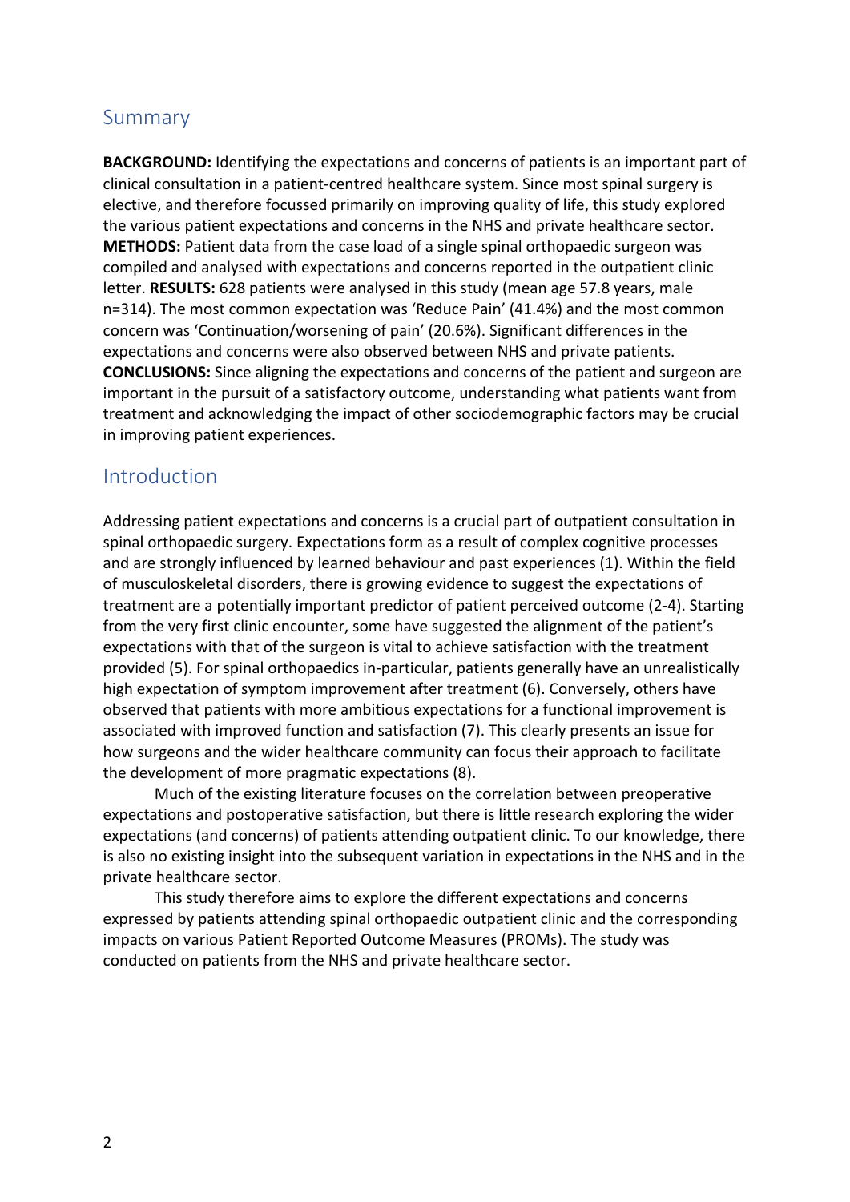## Summary

**BACKGROUND:** Identifying the expectations and concerns of patients is an important part of clinical consultation in a patient-centred healthcare system. Since most spinal surgery is elective, and therefore focussed primarily on improving quality of life, this study explored the various patient expectations and concerns in the NHS and private healthcare sector. **METHODS:** Patient data from the case load of a single spinal orthopaedic surgeon was compiled and analysed with expectations and concerns reported in the outpatient clinic letter. **RESULTS:** 628 patients were analysed in this study (mean age 57.8 years, male n=314). The most common expectation was 'Reduce Pain' (41.4%) and the most common concern was 'Continuation/worsening of pain' (20.6%). Significant differences in the expectations and concerns were also observed between NHS and private patients. **CONCLUSIONS:** Since aligning the expectations and concerns of the patient and surgeon are important in the pursuit of a satisfactory outcome, understanding what patients want from treatment and acknowledging the impact of other sociodemographic factors may be crucial in improving patient experiences.

## Introduction

Addressing patient expectations and concerns is a crucial part of outpatient consultation in spinal orthopaedic surgery. Expectations form as a result of complex cognitive processes and are strongly influenced by learned behaviour and past experiences (1). Within the field of musculoskeletal disorders, there is growing evidence to suggest the expectations of treatment are a potentially important predictor of patient perceived outcome (2-4). Starting from the very first clinic encounter, some have suggested the alignment of the patient's expectations with that of the surgeon is vital to achieve satisfaction with the treatment provided (5). For spinal orthopaedics in-particular, patients generally have an unrealistically high expectation of symptom improvement after treatment (6). Conversely, others have observed that patients with more ambitious expectations for a functional improvement is associated with improved function and satisfaction (7). This clearly presents an issue for how surgeons and the wider healthcare community can focus their approach to facilitate the development of more pragmatic expectations (8).

Much of the existing literature focuses on the correlation between preoperative expectations and postoperative satisfaction, but there is little research exploring the wider expectations (and concerns) of patients attending outpatient clinic. To our knowledge, there is also no existing insight into the subsequent variation in expectations in the NHS and in the private healthcare sector.

This study therefore aims to explore the different expectations and concerns expressed by patients attending spinal orthopaedic outpatient clinic and the corresponding impacts on various Patient Reported Outcome Measures (PROMs). The study was conducted on patients from the NHS and private healthcare sector.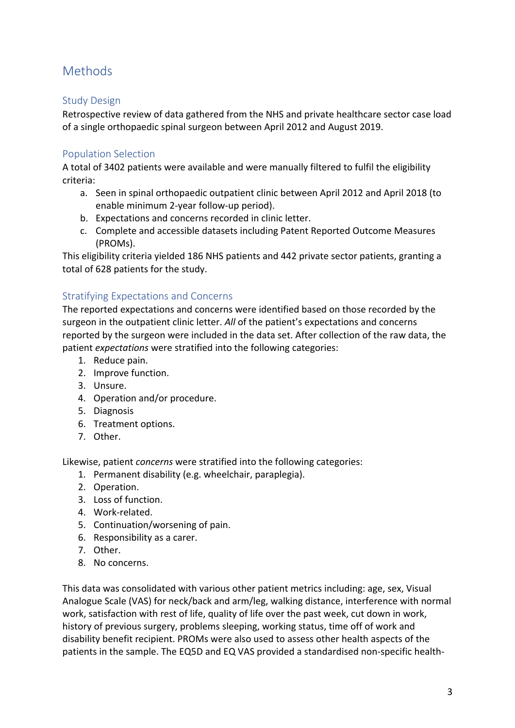## Methods

### Study Design

Retrospective review of data gathered from the NHS and private healthcare sector case load of a single orthopaedic spinal surgeon between April 2012 and August 2019.

### Population Selection

A total of 3402 patients were available and were manually filtered to fulfil the eligibility criteria:

a. Seen in spinal orthopaedic outpatient clinic between April 2012 and April 2018 (to enable minimum 2-year follow-up period).
b. Expectations and concerns recorded in clinic letter.
c. Complete and accessible datasets including Patent Reported Outcome Measures (PROMs).

This eligibility criteria yielded 186 NHS patients and 442 private sector patients, granting a total of 628 patients for the study.

### Stratifying Expectations and Concerns

The reported expectations and concerns were identified based on those recorded by the surgeon in the outpatient clinic letter. *All* of the patient's expectations and concerns reported by the surgeon were included in the data set. After collection of the raw data, the patient *expectations* were stratified into the following categories:

1. Reduce pain.
2. Improve function.
3. Unsure.
4. Operation and/or procedure.
5. Diagnosis
6. Treatment options.
7. Other.

Likewise, patient *concerns* were stratified into the following categories:

1. Permanent disability (e.g. wheelchair, paraplegia).
2. Operation.
3. Loss of function.
4. Work-related.
5. Continuation/worsening of pain.
6. Responsibility as a carer.
7. Other.
8. No concerns.

This data was consolidated with various other patient metrics including: age, sex, Visual Analogue Scale (VAS) for neck/back and arm/leg, walking distance, interference with normal work, satisfaction with rest of life, quality of life over the past week, cut down in work, history of previous surgery, problems sleeping, working status, time off of work and disability benefit recipient. PROMs were also used to assess other health aspects of the patients in the sample. The EQ5D and EQ VAS provided a standardised non-specific health-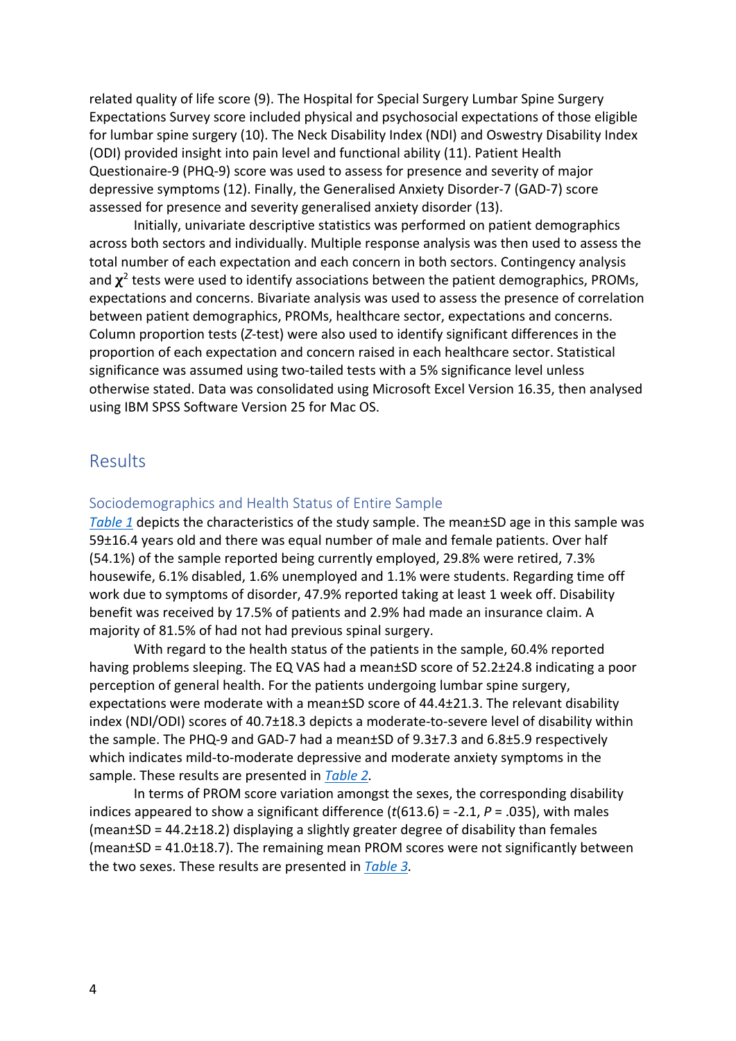related quality of life score (9). The Hospital for Special Surgery Lumbar Spine Surgery Expectations Survey score included physical and psychosocial expectations of those eligible for lumbar spine surgery (10). The Neck Disability Index (NDI) and Oswestry Disability Index (ODI) provided insight into pain level and functional ability (11). Patient Health Questionaire-9 (PHQ-9) score was used to assess for presence and severity of major depressive symptoms (12). Finally, the Generalised Anxiety Disorder-7 (GAD-7) score assessed for presence and severity generalised anxiety disorder (13).

Initially, univariate descriptive statistics was performed on patient demographics across both sectors and individually. Multiple response analysis was then used to assess the total number of each expectation and each concern in both sectors. Contingency analysis and $\chi^2$ tests were used to identify associations between the patient demographics, PROMs, expectations and concerns. Bivariate analysis was used to assess the presence of correlation between patient demographics, PROMs, healthcare sector, expectations and concerns. Column proportion tests (*Z*-test) were also used to identify significant differences in the proportion of each expectation and concern raised in each healthcare sector. Statistical significance was assumed using two-tailed tests with a 5% significance level unless otherwise stated. Data was consolidated using Microsoft Excel Version 16.35, then analysed using IBM SPSS Software Version 25 for Mac OS.

## Results

### Sociodemographics and Health Status of Entire Sample

*Table 1* depicts the characteristics of the study sample. The mean±SD age in this sample was 59±16.4 years old and there was equal number of male and female patients. Over half (54.1%) of the sample reported being currently employed, 29.8% were retired, 7.3% housewife, 6.1% disabled, 1.6% unemployed and 1.1% were students. Regarding time off work due to symptoms of disorder, 47.9% reported taking at least 1 week off. Disability benefit was received by 17.5% of patients and 2.9% had made an insurance claim. A majority of 81.5% of had not had previous spinal surgery.

With regard to the health status of the patients in the sample, 60.4% reported having problems sleeping. The EQ VAS had a mean±SD score of 52.2±24.8 indicating a poor perception of general health. For the patients undergoing lumbar spine surgery, expectations were moderate with a mean±SD score of 44.4±21.3. The relevant disability index (NDI/ODI) scores of 40.7±18.3 depicts a moderate-to-severe level of disability within the sample. The PHQ-9 and GAD-7 had a mean±SD of 9.3±7.3 and 6.8±5.9 respectively which indicates mild-to-moderate depressive and moderate anxiety symptoms in the sample. These results are presented in *Table 2.*

In terms of PROM score variation amongst the sexes, the corresponding disability indices appeared to show a significant difference ($t(613.6) = -2.1$, $P = .035$), with males (mean±SD = 44.2±18.2) displaying a slightly greater degree of disability than females (mean±SD = 41.0±18.7). The remaining mean PROM scores were not significantly between the two sexes. These results are presented in *Table 3.*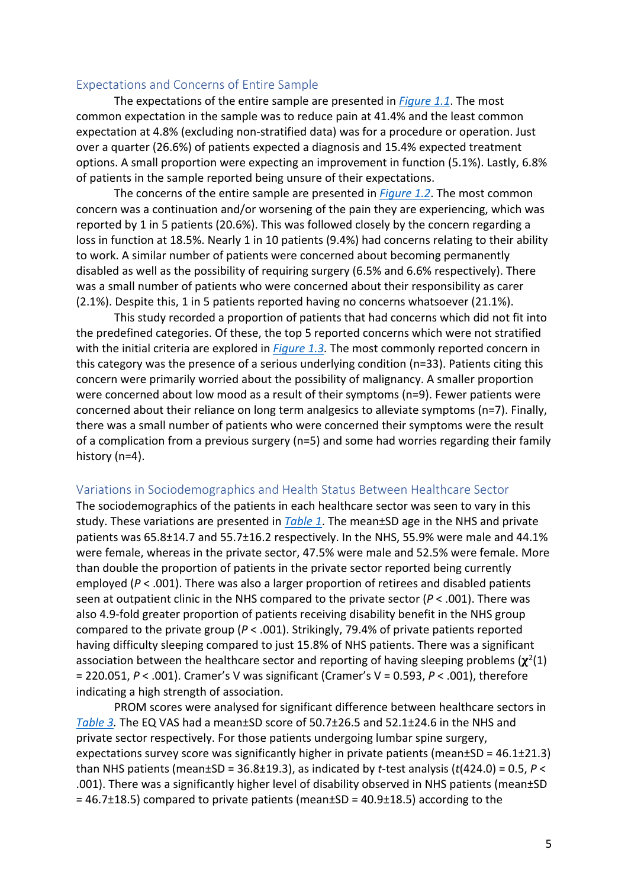## Expectations and Concerns of Entire Sample

The expectations of the entire sample are presented in *Figure 1.1*. The most common expectation in the sample was to reduce pain at 41.4% and the least common expectation at 4.8% (excluding non-stratified data) was for a procedure or operation. Just over a quarter (26.6%) of patients expected a diagnosis and 15.4% expected treatment options. A small proportion were expecting an improvement in function (5.1%). Lastly, 6.8% of patients in the sample reported being unsure of their expectations.

The concerns of the entire sample are presented in *Figure 1.2*. The most common concern was a continuation and/or worsening of the pain they are experiencing, which was reported by 1 in 5 patients (20.6%). This was followed closely by the concern regarding a loss in function at 18.5%. Nearly 1 in 10 patients (9.4%) had concerns relating to their ability to work. A similar number of patients were concerned about becoming permanently disabled as well as the possibility of requiring surgery (6.5% and 6.6% respectively). There was a small number of patients who were concerned about their responsibility as carer (2.1%). Despite this, 1 in 5 patients reported having no concerns whatsoever (21.1%).

This study recorded a proportion of patients that had concerns which did not fit into the predefined categories. Of these, the top 5 reported concerns which were not stratified with the initial criteria are explored in *Figure 1.3.* The most commonly reported concern in this category was the presence of a serious underlying condition (n=33). Patients citing this concern were primarily worried about the possibility of malignancy. A smaller proportion were concerned about low mood as a result of their symptoms (n=9). Fewer patients were concerned about their reliance on long term analgesics to alleviate symptoms (n=7). Finally, there was a small number of patients who were concerned their symptoms were the result of a complication from a previous surgery (n=5) and some had worries regarding their family history (n=4).

## Variations in Sociodemographics and Health Status Between Healthcare Sector

The sociodemographics of the patients in each healthcare sector was seen to vary in this study. These variations are presented in *Table 1*. The mean±SD age in the NHS and private patients was 65.8±14.7 and 55.7±16.2 respectively. In the NHS, 55.9% were male and 44.1% were female, whereas in the private sector, 47.5% were male and 52.5% were female. More than double the proportion of patients in the private sector reported being currently employed ($P < .001$). There was also a larger proportion of retirees and disabled patients seen at outpatient clinic in the NHS compared to the private sector ($P < .001$). There was also 4.9-fold greater proportion of patients receiving disability benefit in the NHS group compared to the private group ($P < .001$). Strikingly, 79.4% of private patients reported having difficulty sleeping compared to just 15.8% of NHS patients. There was a significant association between the healthcare sector and reporting of having sleeping problems ($\chi^2(1) = 220.051$, $P < .001$). Cramer's V was significant (Cramer's V = 0.593, $P < .001$), therefore indicating a high strength of association.

PROM scores were analysed for significant difference between healthcare sectors in *Table 3.* The EQ VAS had a mean±SD score of 50.7±26.5 and 52.1±24.6 in the NHS and private sector respectively. For those patients undergoing lumbar spine surgery, expectations survey score was significantly higher in private patients (mean±SD = 46.1±21.3) than NHS patients (mean±SD = 36.8±19.3), as indicated by *t*-test analysis ($t(424.0) = 0.5$, $P < .001$). There was a significantly higher level of disability observed in NHS patients (mean±SD = 46.7±18.5) compared to private patients (mean±SD = 40.9±18.5) according to the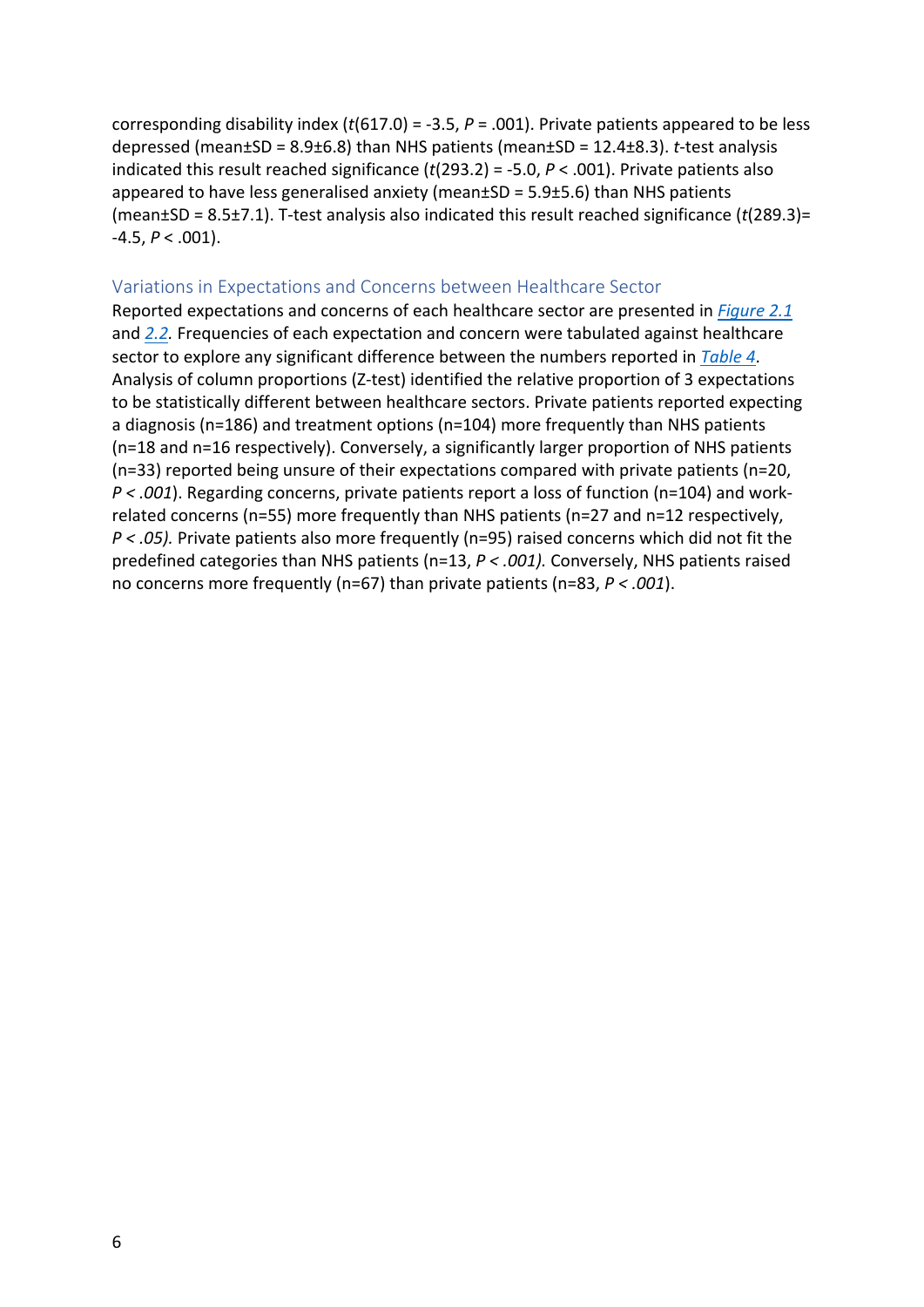corresponding disability index ($t(617.0) = -3.5$, $P = .001$). Private patients appeared to be less depressed (mean±SD = 8.9±6.8) than NHS patients (mean±SD = 12.4±8.3). *t*-test analysis indicated this result reached significance ($t(293.2) = -5.0$, $P < .001$). Private patients also appeared to have less generalised anxiety (mean±SD = 5.9±5.6) than NHS patients (mean±SD = 8.5±7.1). T-test analysis also indicated this result reached significance ($t(289.3) = -4.5$, $P < .001$).

## Variations in Expectations and Concerns between Healthcare Sector

Reported expectations and concerns of each healthcare sector are presented in *Figure 2.1* and *2.2.* Frequencies of each expectation and concern were tabulated against healthcare sector to explore any significant difference between the numbers reported in *Table 4*. Analysis of column proportions (Z-test) identified the relative proportion of 3 expectations to be statistically different between healthcare sectors. Private patients reported expecting a diagnosis (n=186) and treatment options (n=104) more frequently than NHS patients (n=18 and n=16 respectively). Conversely, a significantly larger proportion of NHS patients (n=33) reported being unsure of their expectations compared with private patients (n=20, $P < .001$). Regarding concerns, private patients report a loss of function (n=104) and work-related concerns (n=55) more frequently than NHS patients (n=27 and n=12 respectively, $P < .05$). Private patients also more frequently (n=95) raised concerns which did not fit the predefined categories than NHS patients (n=13, $P < .001$). Conversely, NHS patients raised no concerns more frequently (n=67) than private patients (n=83, $P < .001$).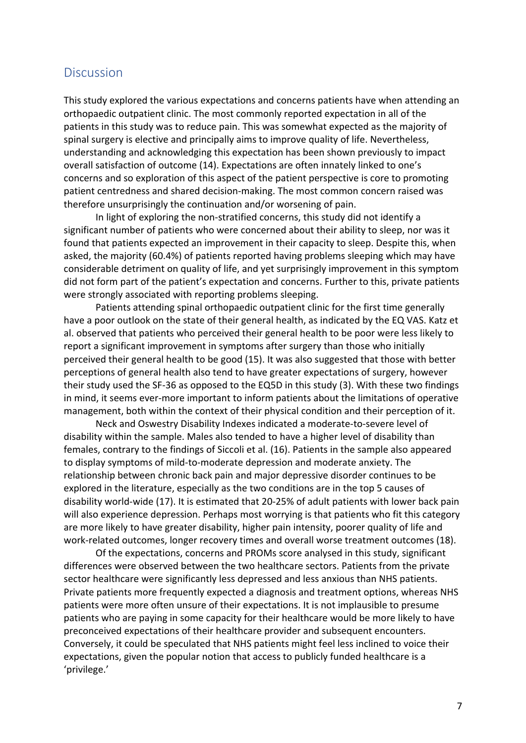## Discussion

This study explored the various expectations and concerns patients have when attending an orthopaedic outpatient clinic. The most commonly reported expectation in all of the patients in this study was to reduce pain. This was somewhat expected as the majority of spinal surgery is elective and principally aims to improve quality of life. Nevertheless, understanding and acknowledging this expectation has been shown previously to impact overall satisfaction of outcome (14). Expectations are often innately linked to one's concerns and so exploration of this aspect of the patient perspective is core to promoting patient centredness and shared decision-making. The most common concern raised was therefore unsurprisingly the continuation and/or worsening of pain.

In light of exploring the non-stratified concerns, this study did not identify a significant number of patients who were concerned about their ability to sleep, nor was it found that patients expected an improvement in their capacity to sleep. Despite this, when asked, the majority (60.4%) of patients reported having problems sleeping which may have considerable detriment on quality of life, and yet surprisingly improvement in this symptom did not form part of the patient's expectation and concerns. Further to this, private patients were strongly associated with reporting problems sleeping.

Patients attending spinal orthopaedic outpatient clinic for the first time generally have a poor outlook on the state of their general health, as indicated by the EQ VAS. Katz et al. observed that patients who perceived their general health to be poor were less likely to report a significant improvement in symptoms after surgery than those who initially perceived their general health to be good (15). It was also suggested that those with better perceptions of general health also tend to have greater expectations of surgery, however their study used the SF-36 as opposed to the EQ5D in this study (3). With these two findings in mind, it seems ever-more important to inform patients about the limitations of operative management, both within the context of their physical condition and their perception of it.

Neck and Oswestry Disability Indexes indicated a moderate-to-severe level of disability within the sample. Males also tended to have a higher level of disability than females, contrary to the findings of Siccoli et al. (16). Patients in the sample also appeared to display symptoms of mild-to-moderate depression and moderate anxiety. The relationship between chronic back pain and major depressive disorder continues to be explored in the literature, especially as the two conditions are in the top 5 causes of disability world-wide (17). It is estimated that 20-25% of adult patients with lower back pain will also experience depression. Perhaps most worrying is that patients who fit this category are more likely to have greater disability, higher pain intensity, poorer quality of life and work-related outcomes, longer recovery times and overall worse treatment outcomes (18).

Of the expectations, concerns and PROMs score analysed in this study, significant differences were observed between the two healthcare sectors. Patients from the private sector healthcare were significantly less depressed and less anxious than NHS patients. Private patients more frequently expected a diagnosis and treatment options, whereas NHS patients were more often unsure of their expectations. It is not implausible to presume patients who are paying in some capacity for their healthcare would be more likely to have preconceived expectations of their healthcare provider and subsequent encounters. Conversely, it could be speculated that NHS patients might feel less inclined to voice their expectations, given the popular notion that access to publicly funded healthcare is a 'privilege.'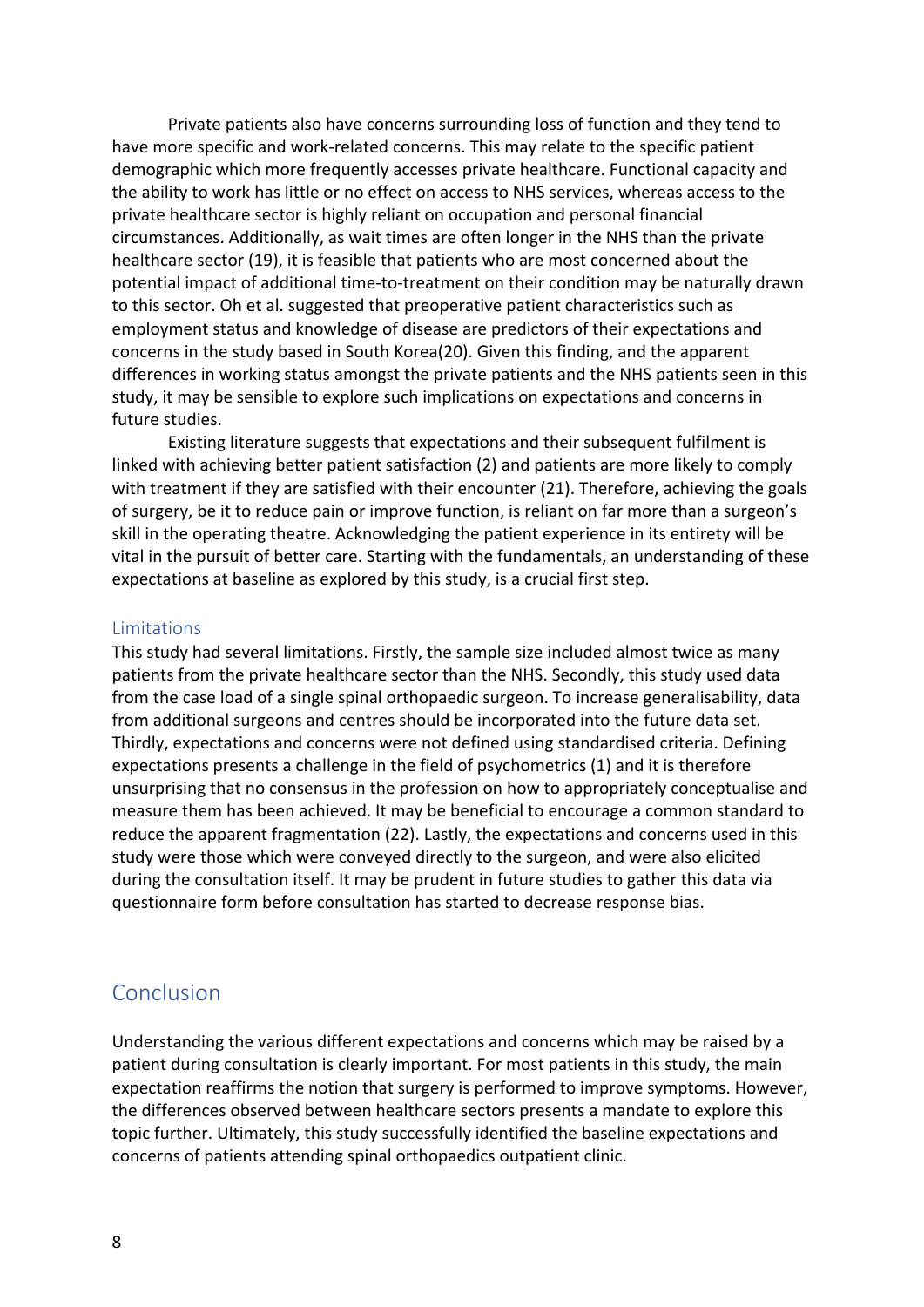Private patients also have concerns surrounding loss of function and they tend to have more specific and work-related concerns. This may relate to the specific patient demographic which more frequently accesses private healthcare. Functional capacity and the ability to work has little or no effect on access to NHS services, whereas access to the private healthcare sector is highly reliant on occupation and personal financial circumstances. Additionally, as wait times are often longer in the NHS than the private healthcare sector (19), it is feasible that patients who are most concerned about the potential impact of additional time-to-treatment on their condition may be naturally drawn to this sector. Oh et al. suggested that preoperative patient characteristics such as employment status and knowledge of disease are predictors of their expectations and concerns in the study based in South Korea(20). Given this finding, and the apparent differences in working status amongst the private patients and the NHS patients seen in this study, it may be sensible to explore such implications on expectations and concerns in future studies.

Existing literature suggests that expectations and their subsequent fulfilment is linked with achieving better patient satisfaction (2) and patients are more likely to comply with treatment if they are satisfied with their encounter (21). Therefore, achieving the goals of surgery, be it to reduce pain or improve function, is reliant on far more than a surgeon's skill in the operating theatre. Acknowledging the patient experience in its entirety will be vital in the pursuit of better care. Starting with the fundamentals, an understanding of these expectations at baseline as explored by this study, is a crucial first step.

### Limitations

This study had several limitations. Firstly, the sample size included almost twice as many patients from the private healthcare sector than the NHS. Secondly, this study used data from the case load of a single spinal orthopaedic surgeon. To increase generalisability, data from additional surgeons and centres should be incorporated into the future data set. Thirdly, expectations and concerns were not defined using standardised criteria. Defining expectations presents a challenge in the field of psychometrics (1) and it is therefore unsurprising that no consensus in the profession on how to appropriately conceptualise and measure them has been achieved. It may be beneficial to encourage a common standard to reduce the apparent fragmentation (22). Lastly, the expectations and concerns used in this study were those which were conveyed directly to the surgeon, and were also elicited during the consultation itself. It may be prudent in future studies to gather this data via questionnaire form before consultation has started to decrease response bias.

## Conclusion

Understanding the various different expectations and concerns which may be raised by a patient during consultation is clearly important. For most patients in this study, the main expectation reaffirms the notion that surgery is performed to improve symptoms. However, the differences observed between healthcare sectors presents a mandate to explore this topic further. Ultimately, this study successfully identified the baseline expectations and concerns of patients attending spinal orthopaedics outpatient clinic.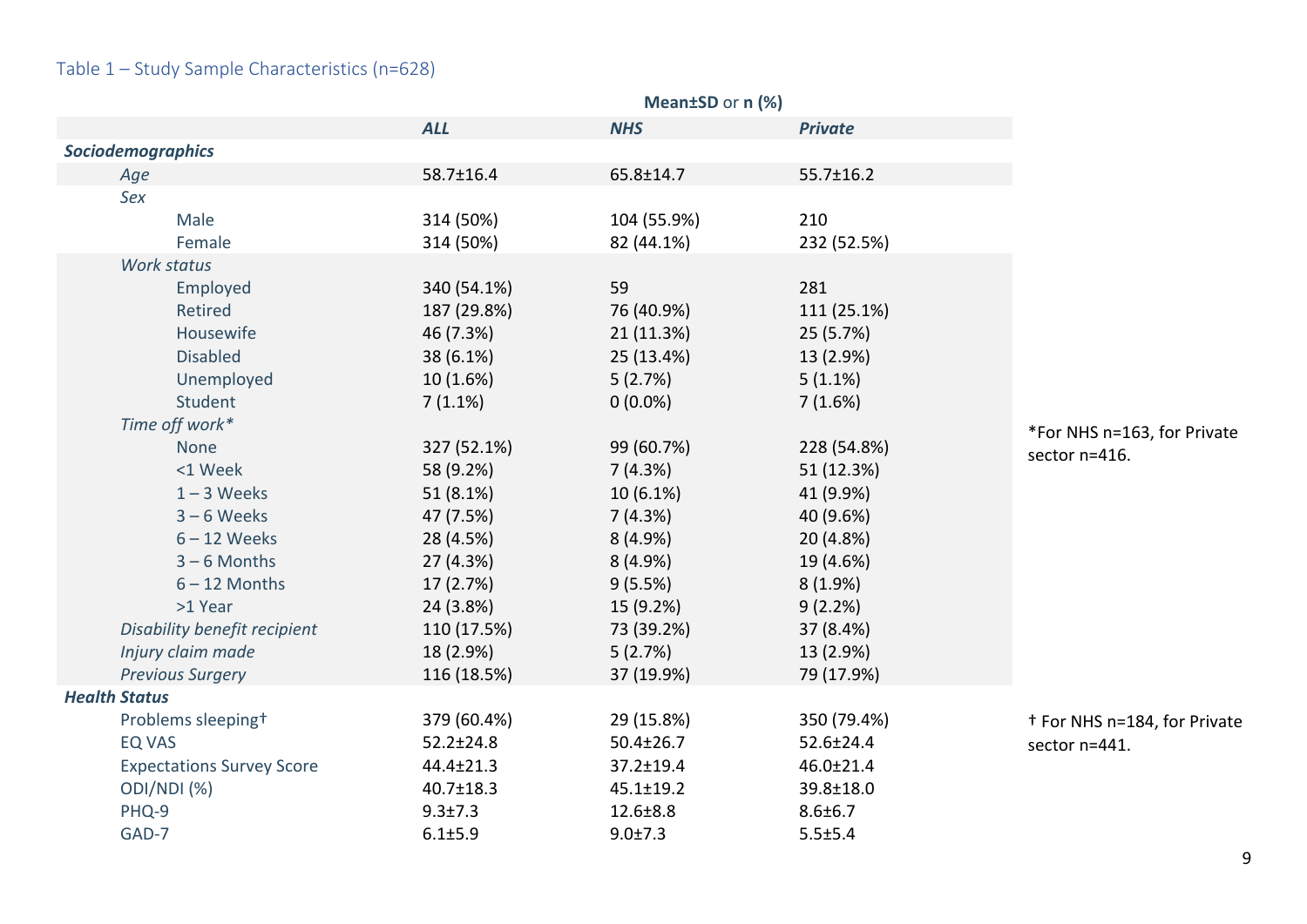Table 1 – Study Sample Characteristics (n=628)

| | Mean±SD or n (%) | | |
|---|---|---|---|
| | ***ALL*** | ***NHS*** | ***Private*** |
| ***Sociodemographics*** | | | |
| *Age* | 58.7±16.4 | 65.8±14.7 | 55.7±16.2 |
| *Sex* | | | |
| Male | 314 (50%) | 104 (55.9%) | 210 |
| Female | 314 (50%) | 82 (44.1%) | 232 (52.5%) |
| *Work status* | | | |
| Employed | 340 (54.1%) | 59 | 281 |
| Retired | 187 (29.8%) | 76 (40.9%) | 111 (25.1%) |
| Housewife | 46 (7.3%) | 21 (11.3%) | 25 (5.7%) |
| Disabled | 38 (6.1%) | 25 (13.4%) | 13 (2.9%) |
| Unemployed | 10 (1.6%) | 5 (2.7%) | 5 (1.1%) |
| Student | 7 (1.1%) | 0 (0.0%) | 7 (1.6%) |
| *Time off work** | | | |
| None | 327 (52.1%) | 99 (60.7%) | 228 (54.8%) |
| <1 Week | 58 (9.2%) | 7 (4.3%) | 51 (12.3%) |
| 1 – 3 Weeks | 51 (8.1%) | 10 (6.1%) | 41 (9.9%) |
| 3 – 6 Weeks | 47 (7.5%) | 7 (4.3%) | 40 (9.6%) |
| 6 – 12 Weeks | 28 (4.5%) | 8 (4.9%) | 20 (4.8%) |
| 3 – 6 Months | 27 (4.3%) | 8 (4.9%) | 19 (4.6%) |
| 6 – 12 Months | 17 (2.7%) | 9 (5.5%) | 8 (1.9%) |
| >1 Year | 24 (3.8%) | 15 (9.2%) | 9 (2.2%) |
| *Disability benefit recipient* | 110 (17.5%) | 73 (39.2%) | 37 (8.4%) |
| *Injury claim made* | 18 (2.9%) | 5 (2.7%) | 13 (2.9%) |
| *Previous Surgery* | 116 (18.5%) | 37 (19.9%) | 79 (17.9%) |
| ***Health Status*** | | | |
| Problems sleeping† | 379 (60.4%) | 29 (15.8%) | 350 (79.4%) |
| EQ VAS | 52.2±24.8 | 50.4±26.7 | 52.6±24.4 |
| Expectations Survey Score | 44.4±21.3 | 37.2±19.4 | 46.0±21.4 |
| ODI/NDI (%) | 40.7±18.3 | 45.1±19.2 | 39.8±18.0 |
| PHQ-9 | 9.3±7.3 | 12.6±8.8 | 8.6±6.7 |
| GAD-7 | 6.1±5.9 | 9.0±7.3 | 5.5±5.4 |

*For NHS n=163, for Private sector n=416.

† For NHS n=184, for Private sector n=441.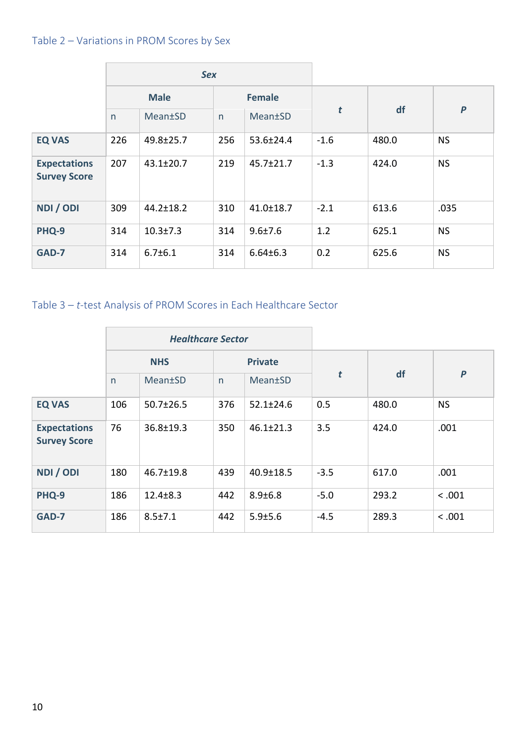Table 2 – Variations in PROM Scores by Sex

| | Sex | | | | | | |
|---|---|---|---|---|---|---|---|
| | Male | | Female | | | | |
| | n | Mean±SD | n | Mean±SD | *t* | df | *P* |
| **EQ VAS** | 226 | 49.8±25.7 | 256 | 53.6±24.4 | -1.6 | 480.0 | NS |
| **Expectations Survey Score** | 207 | 43.1±20.7 | 219 | 45.7±21.7 | -1.3 | 424.0 | NS |
| **NDI / ODI** | 309 | 44.2±18.2 | 310 | 41.0±18.7 | -2.1 | 613.6 | .035 |
| **PHQ-9** | 314 | 10.3±7.3 | 314 | 9.6±7.6 | 1.2 | 625.1 | NS |
| **GAD-7** | 314 | 6.7±6.1 | 314 | 6.64±6.3 | 0.2 | 625.6 | NS |

Table 3 – *t*-test Analysis of PROM Scores in Each Healthcare Sector

| | Healthcare Sector | | | | | | |
|---|---|---|---|---|---|---|---|
| | NHS | | Private | | | | |
| | n | Mean±SD | n | Mean±SD | *t* | df | *P* |
| **EQ VAS** | 106 | 50.7±26.5 | 376 | 52.1±24.6 | 0.5 | 480.0 | NS |
| **Expectations Survey Score** | 76 | 36.8±19.3 | 350 | 46.1±21.3 | 3.5 | 424.0 | .001 |
| **NDI / ODI** | 180 | 46.7±19.8 | 439 | 40.9±18.5 | -3.5 | 617.0 | .001 |
| **PHQ-9** | 186 | 12.4±8.3 | 442 | 8.9±6.8 | -5.0 | 293.2 | < .001 |
| **GAD-7** | 186 | 8.5±7.1 | 442 | 5.9±5.6 | -4.5 | 289.3 | < .001 |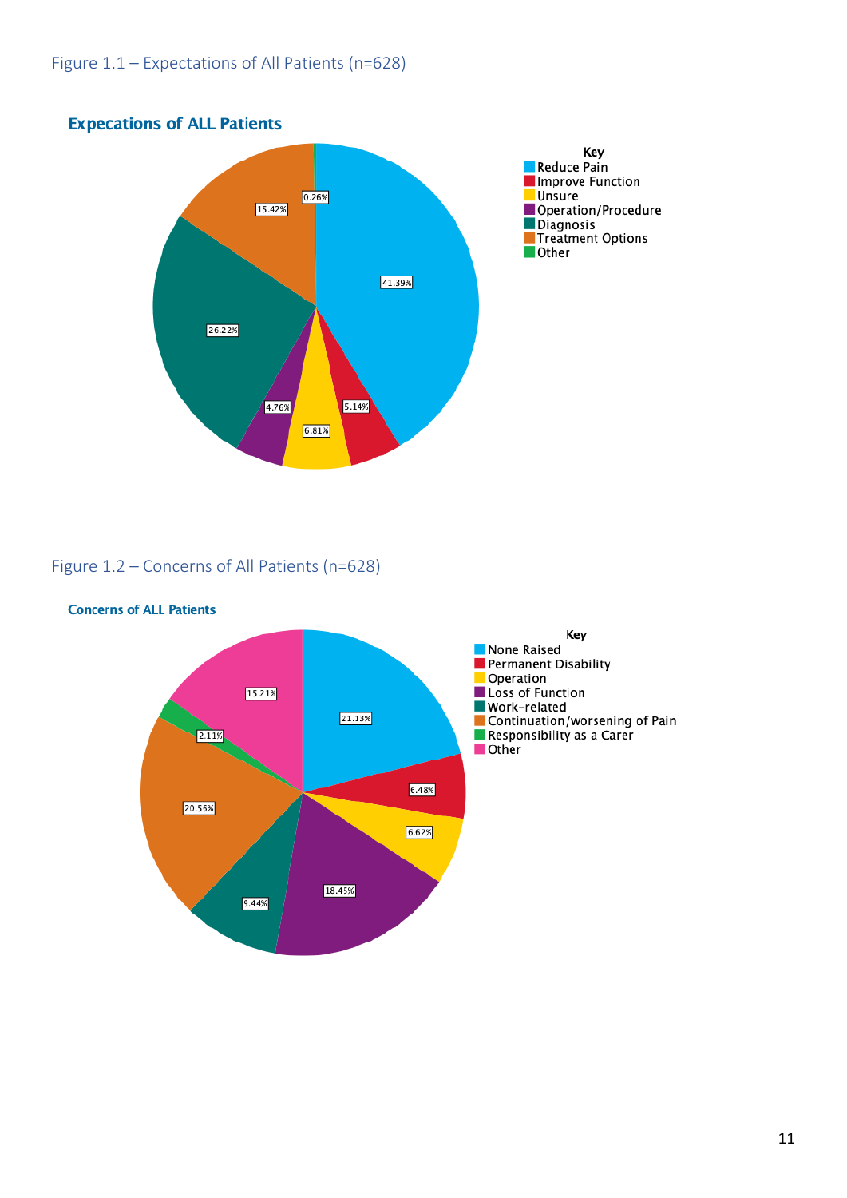Figure 1.1 – Expectations of All Patients (n=628)

**Expecations of ALL Patients**

| Key | Percentage |
| --- | --- |
| Reduce Pain | 41.39% |
| Improve Function | 5.14% |
| Unsure | 6.81% |
| Operation/Procedure | 4.76% |
| Diagnosis | 26.22% |
| Treatment Options | 15.42% |
| Other | 0.26% |

Figure 1.2 – Concerns of All Patients (n=628)

**Concerns of ALL Patients**

| Key | Percentage |
| --- | --- |
| None Raised | 21.13% |
| Permanent Disability | 6.48% |
| Operation | 6.62% |
| Loss of Function | 18.45% |
| Work-related | 9.44% |
| Continuation/worsening of Pain | 20.56% |
| Responsibility as a Carer | 2.11% |
| Other | 15.21% |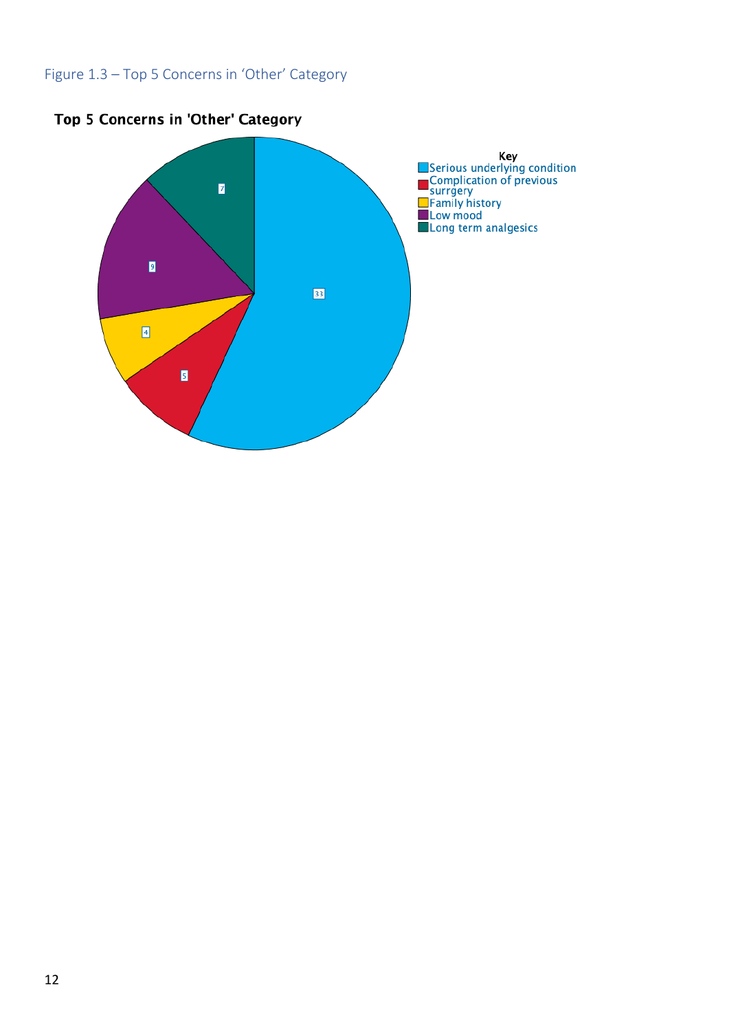Figure 1.3 – Top 5 Concerns in 'Other' Category

**Top 5 Concerns in 'Other' Category**

Key
- Serious underlying condition: 33
- Complication of previous surrgery: 5
- Family history: 4
- Low mood: 9
- Long term analgesics: 7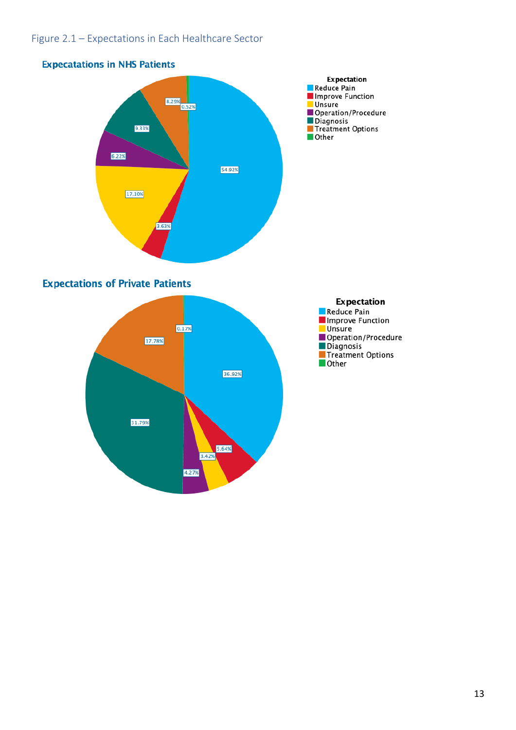Figure 2.1 – Expectations in Each Healthcare Sector

**Expecatations in NHS Patients**

| Expectation | Percentage |
|---|---|
| Reduce Pain | 54.92% |
| Improve Function | 3.63% |
| Unsure | 17.10% |
| Operation/Procedure | 6.22% |
| Diagnosis | 9.33% |
| Treatment Options | 8.29% |
| Other | 0.52% |

**Expectations of Private Patients**

| Expectation | Percentage |
|---|---|
| Reduce Pain | 36.92% |
| Improve Function | 5.64% |
| Unsure | 3.42% |
| Operation/Procedure | 4.27% |
| Diagnosis | 31.79% |
| Treatment Options | 17.78% |
| Other | 0.17% |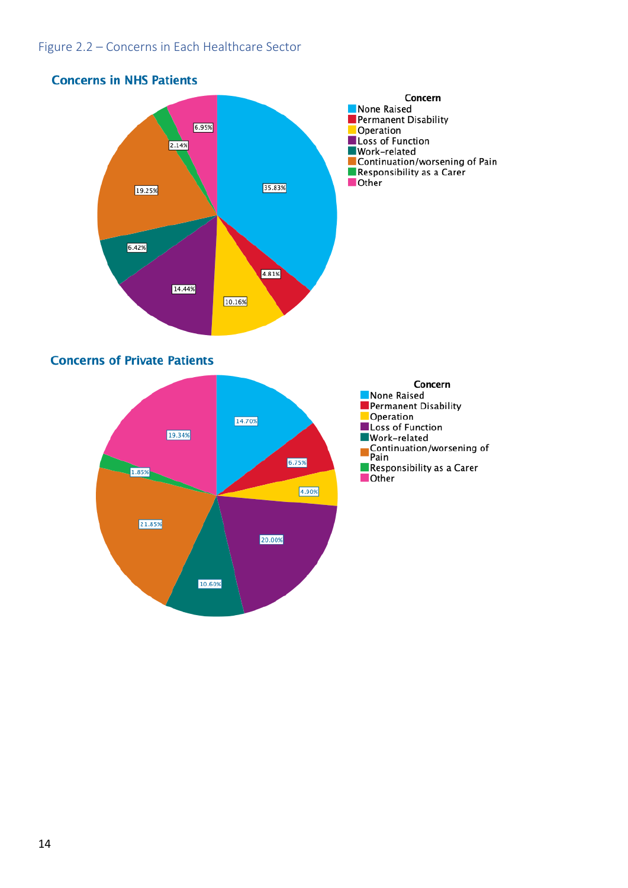Figure 2.2 – Concerns in Each Healthcare Sector

**Concerns in NHS Patients**

| Concern | Percentage |
|---|---|
| None Raised | 35.83% |
| Permanent Disability | 4.81% |
| Operation | 10.16% |
| Loss of Function | 14.44% |
| Work-related | 6.42% |
| Continuation/worsening of Pain | 19.25% |
| Responsibility as a Carer | 2.14% |
| Other | 6.95% |

**Concerns of Private Patients**

| Concern | Percentage |
|---|---|
| None Raised | 14.70% |
| Permanent Disability | 6.75% |
| Operation | 4.90% |
| Loss of Function | 20.00% |
| Work-related | 10.60% |
| Continuation/worsening of Pain | 21.85% |
| Responsibility as a Carer | 1.85% |
| Other | 19.34% |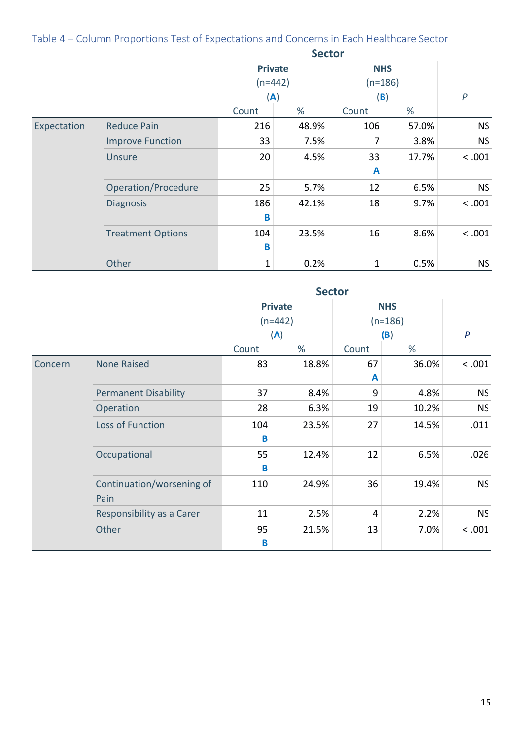Table 4 – Column Proportions Test of Expectations and Concerns in Each Healthcare Sector

| | | Sector | | | | |
|---|---|---|---|---|---|---|
| | | Private (n=442) (A) | | NHS (n=186) (B) | | *P* |
| | | Count | % | Count | % | |
| Expectation | Reduce Pain | 216 | 48.9% | 106 | 57.0% | NS |
| | Improve Function | 33 | 7.5% | 7 | 3.8% | NS |
| | Unsure | 20 | 4.5% | 33 **A** | 17.7% | < .001 |
| | Operation/Procedure | 25 | 5.7% | 12 | 6.5% | NS |
| | Diagnosis | 186 **B** | 42.1% | 18 | 9.7% | < .001 |
| | Treatment Options | 104 **B** | 23.5% | 16 | 8.6% | < .001 |
| | Other | 1 | 0.2% | 1 | 0.5% | NS |

| | | Sector | | | | |
|---|---|---|---|---|---|---|
| | | Private (n=442) (A) | | NHS (n=186) (B) | | *P* |
| | | Count | % | Count | % | |
| Concern | None Raised | 83 | 18.8% | 67 **A** | 36.0% | < .001 |
| | Permanent Disability | 37 | 8.4% | 9 | 4.8% | NS |
| | Operation | 28 | 6.3% | 19 | 10.2% | NS |
| | Loss of Function | 104 **B** | 23.5% | 27 | 14.5% | .011 |
| | Occupational | 55 **B** | 12.4% | 12 | 6.5% | .026 |
| | Continuation/worsening of Pain | 110 | 24.9% | 36 | 19.4% | NS |
| | Responsibility as a Carer | 11 | 2.5% | 4 | 2.2% | NS |
| | Other | 95 **B** | 21.5% | 13 | 7.0% | < .001 |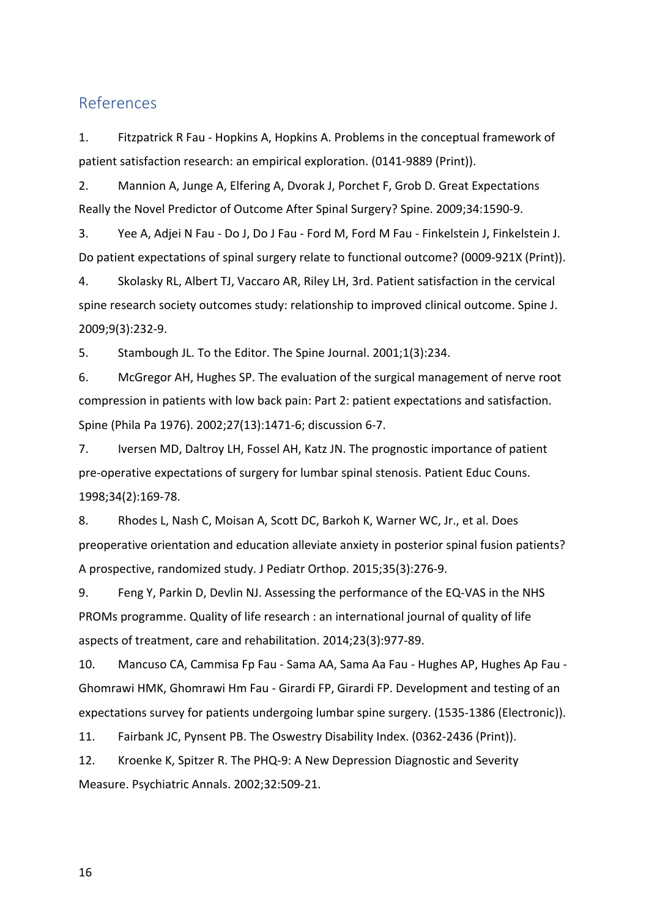## References

1. Fitzpatrick R Fau - Hopkins A, Hopkins A. Problems in the conceptual framework of patient satisfaction research: an empirical exploration. (0141-9889 (Print)).
2. Mannion A, Junge A, Elfering A, Dvorak J, Porchet F, Grob D. Great Expectations Really the Novel Predictor of Outcome After Spinal Surgery? Spine. 2009;34:1590-9.
3. Yee A, Adjei N Fau - Do J, Do J Fau - Ford M, Ford M Fau - Finkelstein J, Finkelstein J. Do patient expectations of spinal surgery relate to functional outcome? (0009-921X (Print)).
4. Skolasky RL, Albert TJ, Vaccaro AR, Riley LH, 3rd. Patient satisfaction in the cervical spine research society outcomes study: relationship to improved clinical outcome. Spine J. 2009;9(3):232-9.
5. Stambough JL. To the Editor. The Spine Journal. 2001;1(3):234.
6. McGregor AH, Hughes SP. The evaluation of the surgical management of nerve root compression in patients with low back pain: Part 2: patient expectations and satisfaction. Spine (Phila Pa 1976). 2002;27(13):1471-6; discussion 6-7.
7. Iversen MD, Daltroy LH, Fossel AH, Katz JN. The prognostic importance of patient pre-operative expectations of surgery for lumbar spinal stenosis. Patient Educ Couns. 1998;34(2):169-78.
8. Rhodes L, Nash C, Moisan A, Scott DC, Barkoh K, Warner WC, Jr., et al. Does preoperative orientation and education alleviate anxiety in posterior spinal fusion patients? A prospective, randomized study. J Pediatr Orthop. 2015;35(3):276-9.
9. Feng Y, Parkin D, Devlin NJ. Assessing the performance of the EQ-VAS in the NHS PROMs programme. Quality of life research : an international journal of quality of life aspects of treatment, care and rehabilitation. 2014;23(3):977-89.
10. Mancuso CA, Cammisa Fp Fau - Sama AA, Sama Aa Fau - Hughes AP, Hughes Ap Fau - Ghomrawi HMK, Ghomrawi Hm Fau - Girardi FP, Girardi FP. Development and testing of an expectations survey for patients undergoing lumbar spine surgery. (1535-1386 (Electronic)).
11. Fairbank JC, Pynsent PB. The Oswestry Disability Index. (0362-2436 (Print)).
12. Kroenke K, Spitzer R. The PHQ-9: A New Depression Diagnostic and Severity Measure. Psychiatric Annals. 2002;32:509-21.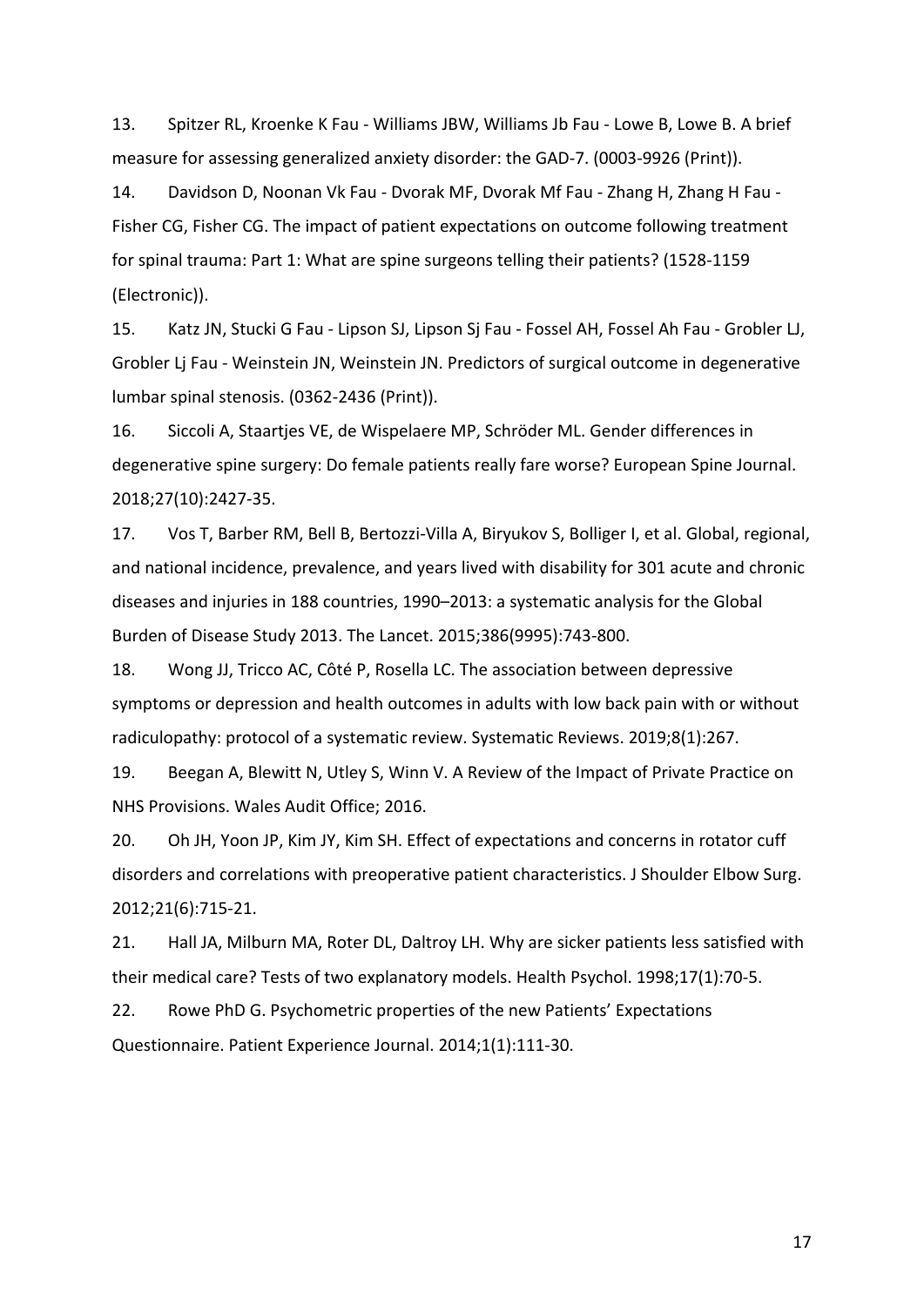13. Spitzer RL, Kroenke K Fau - Williams JBW, Williams Jb Fau - Lowe B, Lowe B. A brief measure for assessing generalized anxiety disorder: the GAD-7. (0003-9926 (Print)).

14. Davidson D, Noonan Vk Fau - Dvorak MF, Dvorak Mf Fau - Zhang H, Zhang H Fau - Fisher CG, Fisher CG. The impact of patient expectations on outcome following treatment for spinal trauma: Part 1: What are spine surgeons telling their patients? (1528-1159 (Electronic)).

15. Katz JN, Stucki G Fau - Lipson SJ, Lipson Sj Fau - Fossel AH, Fossel Ah Fau - Grobler LJ, Grobler Lj Fau - Weinstein JN, Weinstein JN. Predictors of surgical outcome in degenerative lumbar spinal stenosis. (0362-2436 (Print)).

16. Siccoli A, Staartjes VE, de Wispelaere MP, Schröder ML. Gender differences in degenerative spine surgery: Do female patients really fare worse? European Spine Journal. 2018;27(10):2427-35.

17. Vos T, Barber RM, Bell B, Bertozzi-Villa A, Biryukov S, Bolliger I, et al. Global, regional, and national incidence, prevalence, and years lived with disability for 301 acute and chronic diseases and injuries in 188 countries, 1990–2013: a systematic analysis for the Global Burden of Disease Study 2013. The Lancet. 2015;386(9995):743-800.

18. Wong JJ, Tricco AC, Côté P, Rosella LC. The association between depressive symptoms or depression and health outcomes in adults with low back pain with or without radiculopathy: protocol of a systematic review. Systematic Reviews. 2019;8(1):267.

19. Beegan A, Blewitt N, Utley S, Winn V. A Review of the Impact of Private Practice on NHS Provisions. Wales Audit Office; 2016.

20. Oh JH, Yoon JP, Kim JY, Kim SH. Effect of expectations and concerns in rotator cuff disorders and correlations with preoperative patient characteristics. J Shoulder Elbow Surg. 2012;21(6):715-21.

21. Hall JA, Milburn MA, Roter DL, Daltroy LH. Why are sicker patients less satisfied with their medical care? Tests of two explanatory models. Health Psychol. 1998;17(1):70-5.

22. Rowe PhD G. Psychometric properties of the new Patients' Expectations Questionnaire. Patient Experience Journal. 2014;1(1):111-30.